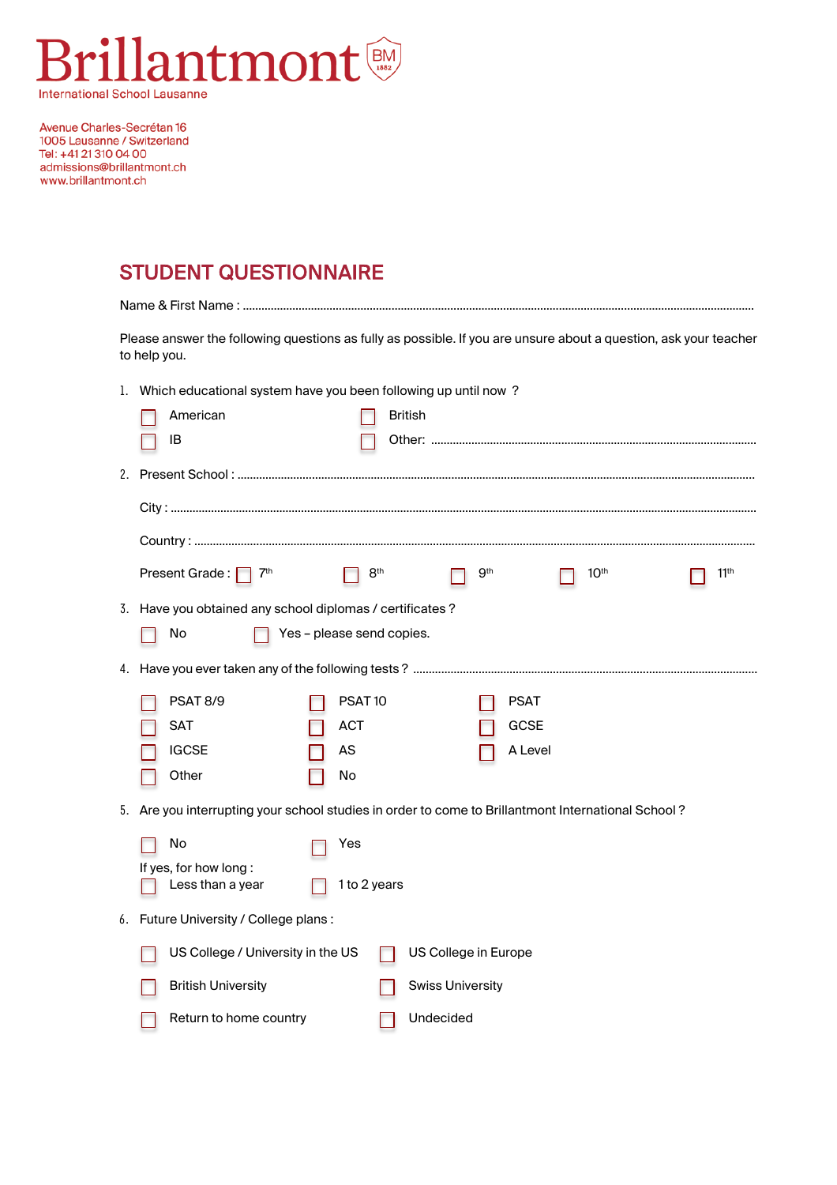# Brillantmont

International School Lausanne

Avenue Charles-Secrétan 16
1005 Lausanne / Switzerland
Tel: +41 21 310 04 00
admissions@brillantmont.ch
www.brillantmont.ch

## STUDENT QUESTIONNAIRE

Name & First Name : ..................................................................................................................................................

Please answer the following questions as fully as possible. If you are unsure about a question, ask your teacher to help you.

1. Which educational system have you been following up until now ?

   ☐ American ☐ British
   ☐ IB ☐ Other: ..........................................................................................

2. Present School : ........................................................................................................................

   City : ........................................................................................................................................

   Country : ..................................................................................................................................

   Present Grade : ☐ 7th ☐ 8th ☐ 9th ☐ 10th ☐ 11th

3. Have you obtained any school diplomas / certificates ?

   ☐ No ☐ Yes – please send copies.

4. Have you ever taken any of the following tests ? ....................................................................

   ☐ PSAT 8/9 ☐ PSAT 10 ☐ PSAT
   ☐ SAT ☐ ACT ☐ GCSE
   ☐ IGCSE ☐ AS ☐ A Level
   ☐ Other ☐ No

5. Are you interrupting your school studies in order to come to Brillantmont International School ?

   ☐ No ☐ Yes

   If yes, for how long :
   ☐ Less than a year ☐ 1 to 2 years

6. Future University / College plans :

   ☐ US College / University in the US ☐ US College in Europe
   ☐ British University ☐ Swiss University
   ☐ Return to home country ☐ Undecided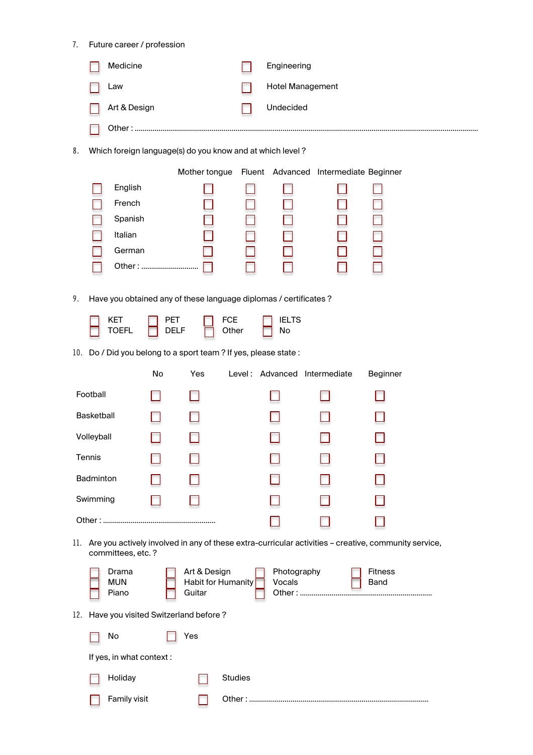7. Future career / profession

- [ ] Medicine
- [ ] Engineering
- [ ] Law
- [ ] Hotel Management
- [ ] Art & Design
- [ ] Undecided
- [ ] Other : ..........................................................................................................................................................................

8. Which foreign language(s) do you know and at which level ?

| | Mother tongue | Fluent | Advanced | Intermediate | Beginner |
|---|---|---|---|---|---|
| [ ] English | [ ] | [ ] | [ ] | [ ] | [ ] |
| [ ] French | [ ] | [ ] | [ ] | [ ] | [ ] |
| [ ] Spanish | [ ] | [ ] | [ ] | [ ] | [ ] |
| [ ] Italian | [ ] | [ ] | [ ] | [ ] | [ ] |
| [ ] German | [ ] | [ ] | [ ] | [ ] | [ ] |
| [ ] Other : ............................ | [ ] | [ ] | [ ] | [ ] | [ ] |

9. Have you obtained any of these language diplomas / certificates ?

- [ ] KET
- [ ] PET
- [ ] FCE
- [ ] IELTS
- [ ] TOEFL
- [ ] DELF
- [ ] Other
- [ ] No

10. Do / Did you belong to a sport team ? If yes, please state :

| | No | Yes | Level : Advanced | Intermediate | Beginner |
|---|---|---|---|---|---|
| Football | [ ] | [ ] | [ ] | [ ] | [ ] |
| Basketball | [ ] | [ ] | [ ] | [ ] | [ ] |
| Volleyball | [ ] | [ ] | [ ] | [ ] | [ ] |
| Tennis | [ ] | [ ] | [ ] | [ ] | [ ] |
| Badminton | [ ] | [ ] | [ ] | [ ] | [ ] |
| Swimming | [ ] | [ ] | [ ] | [ ] | [ ] |
| Other : ....................................................... | | | [ ] | [ ] | [ ] |

11. Are you actively involved in any of these extra-curricular activities – creative, community service, committees, etc. ?

- [ ] Drama
- [ ] Art & Design
- [ ] Photography
- [ ] Fitness
- [ ] MUN
- [ ] Habit for Humanity
- [ ] Vocals
- [ ] Band
- [ ] Piano
- [ ] Guitar
- [ ] Other : ......................................................................

12. Have you visited Switzerland before ?

- [ ] No
- [ ] Yes

If yes, in what context :

- [ ] Holiday
- [ ] Studies
- [ ] Family visit
- [ ] Other : ..........................................................................................